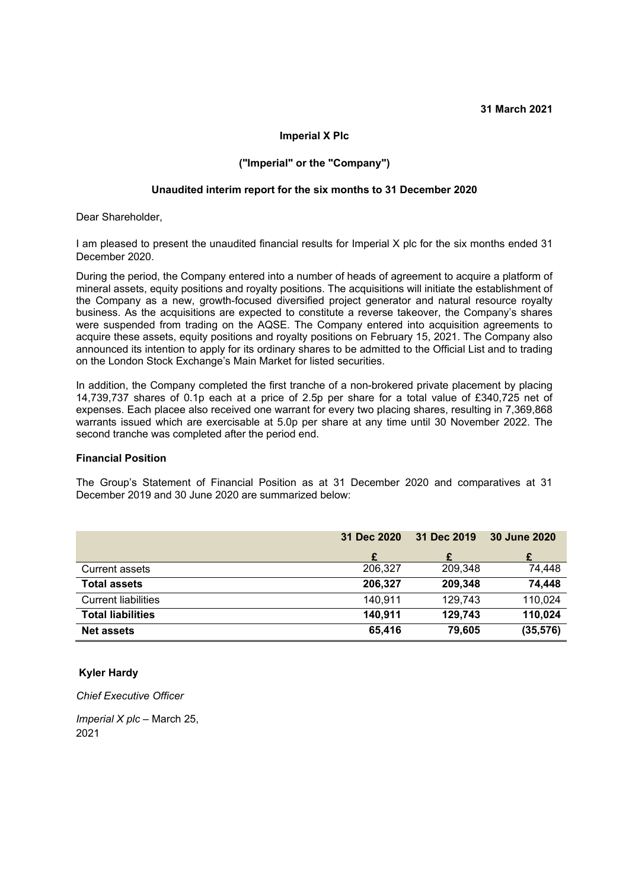**31 March 2021**

**Imperial X Plc**

**("Imperial" or the "Company")**

**Unaudited interim report for the six months to 31 December 2020**

Dear Shareholder,

I am pleased to present the unaudited financial results for Imperial X plc for the six months ended 31 December 2020.

During the period, the Company entered into a number of heads of agreement to acquire a platform of mineral assets, equity positions and royalty positions. The acquisitions will initiate the establishment of the Company as a new, growth-focused diversified project generator and natural resource royalty business. As the acquisitions are expected to constitute a reverse takeover, the Company's shares were suspended from trading on the AQSE. The Company entered into acquisition agreements to acquire these assets, equity positions and royalty positions on February 15, 2021. The Company also announced its intention to apply for its ordinary shares to be admitted to the Official List and to trading on the London Stock Exchange's Main Market for listed securities.

In addition, the Company completed the first tranche of a non-brokered private placement by placing 14,739,737 shares of 0.1p each at a price of 2.5p per share for a total value of £340,725 net of expenses. Each placee also received one warrant for every two placing shares, resulting in 7,369,868 warrants issued which are exercisable at 5.0p per share at any time until 30 November 2022. The second tranche was completed after the period end.

**Financial Position**

The Group's Statement of Financial Position as at 31 December 2020 and comparatives at 31 December 2019 and 30 June 2020 are summarized below:

| | **31 Dec 2020** | **31 Dec 2019** | **30 June 2020** |
|---|---|---|---|
| | **£** | **£** | **£** |
| Current assets | 206,327 | 209,348 | 74,448 |
| **Total assets** | **206,327** | **209,348** | **74,448** |
| Current liabilities | 140,911 | 129,743 | 110,024 |
| **Total liabilities** | **140,911** | **129,743** | **110,024** |
| **Net assets** | **65,416** | **79,605** | **(35,576)** |

**Kyler Hardy**

*Chief Executive Officer*

*Imperial X plc* – March 25, 2021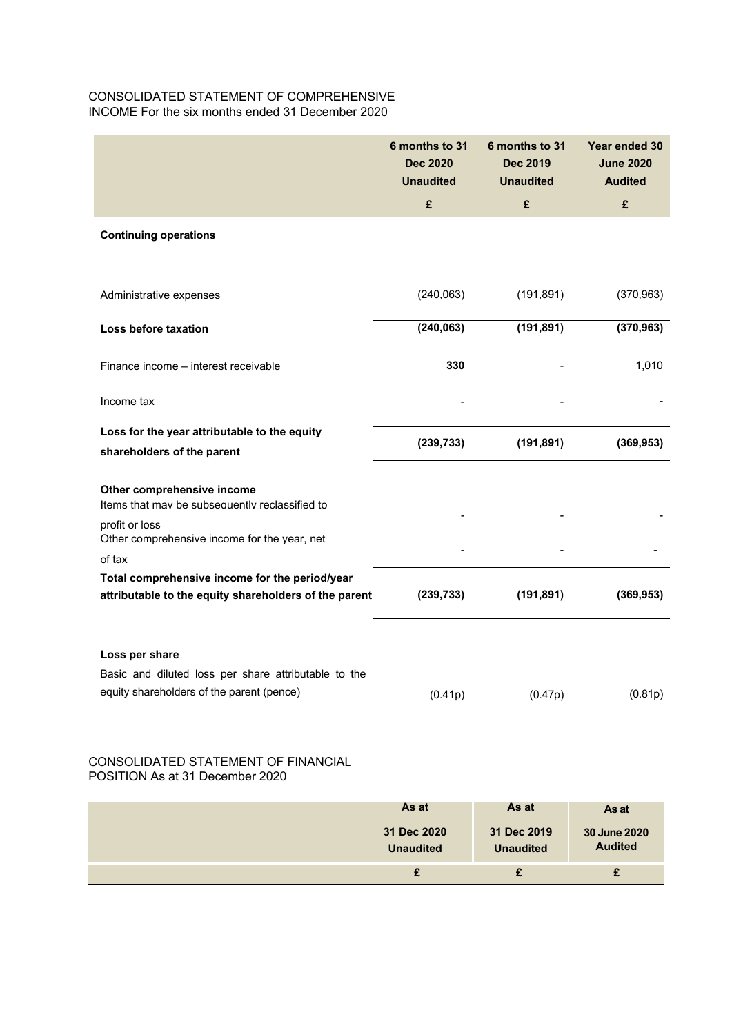CONSOLIDATED STATEMENT OF COMPREHENSIVE INCOME For the six months ended 31 December 2020

| | 6 months to 31 Dec 2020 Unaudited | 6 months to 31 Dec 2019 Unaudited | Year ended 30 June 2020 Audited |
|---|---|---|---|
| | £ | £ | £ |
| **Continuing operations** | | | |
| Administrative expenses | (240,063) | (191,891) | (370,963) |
| **Loss before taxation** | **(240,063)** | **(191,891)** | **(370,963)** |
| Finance income – interest receivable | **330** | - | 1,010 |
| Income tax | - | - | - |
| **Loss for the year attributable to the equity shareholders of the parent** | **(239,733)** | **(191,891)** | **(369,953)** |
| **Other comprehensive income** | | | |
| Items that may be subsequently reclassified to profit or loss | - | - | - |
| Other comprehensive income for the year, net of tax | - | - | - |
| **Total comprehensive income for the period/year attributable to the equity shareholders of the parent** | **(239,733)** | **(191,891)** | **(369,953)** |
| **Loss per share** | | | |
| Basic and diluted loss per share attributable to the equity shareholders of the parent (pence) | (0.41p) | (0.47p) | (0.81p) |

CONSOLIDATED STATEMENT OF FINANCIAL POSITION As at 31 December 2020

| | As at 31 Dec 2020 Unaudited | As at 31 Dec 2019 Unaudited | As at 30 June 2020 Audited |
|---|---|---|---|
| | £ | £ | £ |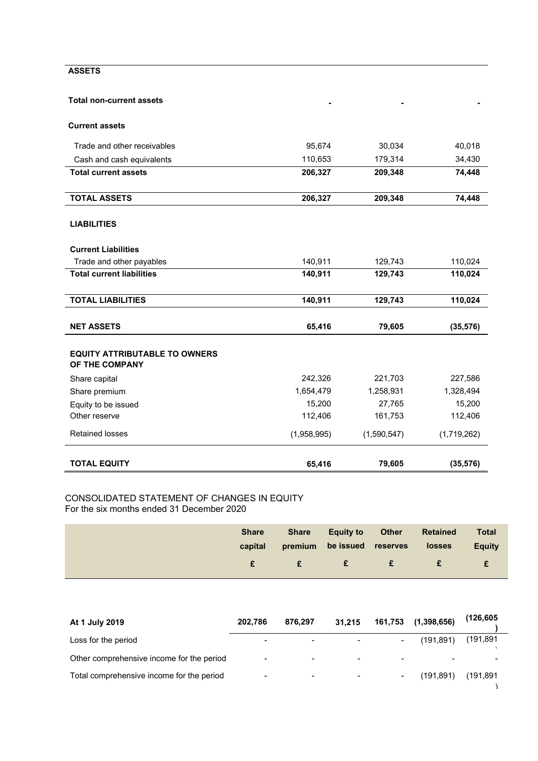| ASSETS | | | |
|---|---|---|---|
| **Total non-current assets** | **-** | **-** | **-** |
| **Current assets** | | | |
| Trade and other receivables | 95,674 | 30,034 | 40,018 |
| Cash and cash equivalents | 110,653 | 179,314 | 34,430 |
| **Total current assets** | **206,327** | **209,348** | **74,448** |
| **TOTAL ASSETS** | **206,327** | **209,348** | **74,448** |
| **LIABILITIES** | | | |
| **Current Liabilities** | | | |
| Trade and other payables | 140,911 | 129,743 | 110,024 |
| **Total current liabilities** | **140,911** | **129,743** | **110,024** |
| **TOTAL LIABILITIES** | **140,911** | **129,743** | **110,024** |
| **NET ASSETS** | **65,416** | **79,605** | **(35,576)** |
| **EQUITY ATTRIBUTABLE TO OWNERS OF THE COMPANY** | | | |
| Share capital | 242,326 | 221,703 | 227,586 |
| Share premium | 1,654,479 | 1,258,931 | 1,328,494 |
| Equity to be issued | 15,200 | 27,765 | 15,200 |
| Other reserve | 112,406 | 161,753 | 112,406 |
| Retained losses | (1,958,995) | (1,590,547) | (1,719,262) |
| **TOTAL EQUITY** | **65,416** | **79,605** | **(35,576)** |

CONSOLIDATED STATEMENT OF CHANGES IN EQUITY
For the six months ended 31 December 2020

| | Share capital £ | Share premium £ | Equity to be issued £ | Other reserves £ | Retained losses £ | Total Equity £ |
|---|---|---|---|---|---|---|
| **At 1 July 2019** | **202,786** | **876,297** | **31,215** | **161,753** | **(1,398,656)** | **(126,605)** |
| Loss for the period | - | - | - | - | (191,891) | (191,891) |
| Other comprehensive income for the period | - | - | - | - | - | - |
| Total comprehensive income for the period | - | - | - | - | (191,891) | (191,891) |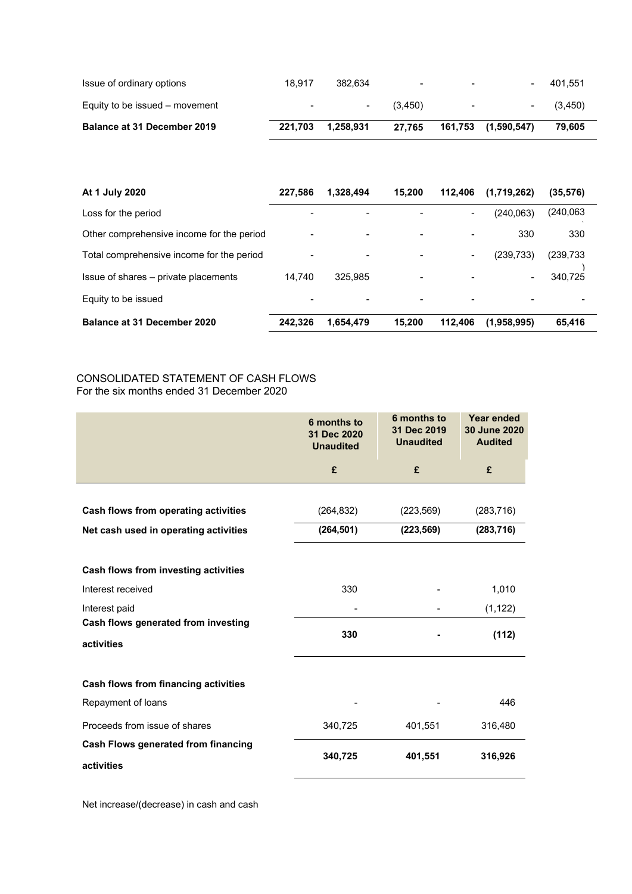| | | | | | | |
|---|---|---|---|---|---|---|
| Issue of ordinary options | 18,917 | 382,634 | - | - | - | 401,551 |
| Equity to be issued – movement | - | - | (3,450) | - | - | (3,450) |
| **Balance at 31 December 2019** | **221,703** | **1,258,931** | **27,765** | **161,753** | **(1,590,547)** | **79,605** |

| | | | | | | |
|---|---|---|---|---|---|---|
| **At 1 July 2020** | **227,586** | **1,328,494** | **15,200** | **112,406** | **(1,719,262)** | **(35,576)** |
| Loss for the period | - | - | - | - | (240,063) | (240,063) |
| Other comprehensive income for the period | - | - | - | - | 330 | 330 |
| Total comprehensive income for the period | - | - | - | - | (239,733) | (239,733) |
| Issue of shares – private placements | 14,740 | 325,985 | - | - | - | 340,725 |
| Equity to be issued | - | - | - | - | - | - |
| **Balance at 31 December 2020** | **242,326** | **1,654,479** | **15,200** | **112,406** | **(1,958,995)** | **65,416** |

CONSOLIDATED STATEMENT OF CASH FLOWS
For the six months ended 31 December 2020

| | 6 months to 31 Dec 2020 Unaudited | 6 months to 31 Dec 2019 Unaudited | Year ended 30 June 2020 Audited |
|---|---|---|---|
| | £ | £ | £ |
| **Cash flows from operating activities** | (264,832) | (223,569) | (283,716) |
| **Net cash used in operating activities** | **(264,501)** | **(223,569)** | **(283,716)** |
| **Cash flows from investing activities** | | | |
| Interest received | 330 | - | 1,010 |
| Interest paid | - | - | (1,122) |
| **Cash flows generated from investing activities** | **330** | **-** | **(112)** |
| **Cash flows from financing activities** | | | |
| Repayment of loans | - | - | 446 |
| Proceeds from issue of shares | 340,725 | 401,551 | 316,480 |
| **Cash Flows generated from financing activities** | **340,725** | **401,551** | **316,926** |

Net increase/(decrease) in cash and cash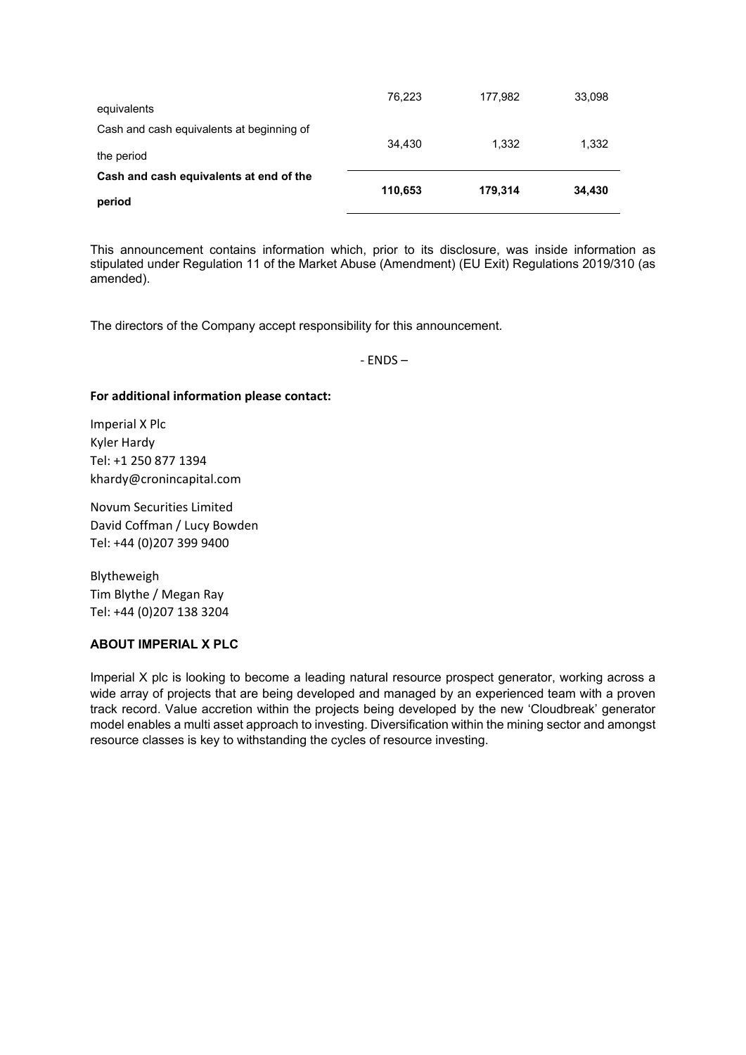| | | | |
|---|---|---|---|
| equivalents | 76,223 | 177,982 | 33,098 |
| Cash and cash equivalents at beginning of the period | 34,430 | 1,332 | 1,332 |
| **Cash and cash equivalents at end of the period** | **110,653** | **179,314** | **34,430** |

This announcement contains information which, prior to its disclosure, was inside information as stipulated under Regulation 11 of the Market Abuse (Amendment) (EU Exit) Regulations 2019/310 (as amended).

The directors of the Company accept responsibility for this announcement.

- ENDS –

**For additional information please contact:**

Imperial X Plc
Kyler Hardy
Tel: +1 250 877 1394
khardy@cronincapital.com

Novum Securities Limited
David Coffman / Lucy Bowden
Tel: +44 (0)207 399 9400

Blytheweigh
Tim Blythe / Megan Ray
Tel: +44 (0)207 138 3204

**ABOUT IMPERIAL X PLC**

Imperial X plc is looking to become a leading natural resource prospect generator, working across a wide array of projects that are being developed and managed by an experienced team with a proven track record. Value accretion within the projects being developed by the new 'Cloudbreak' generator model enables a multi asset approach to investing. Diversification within the mining sector and amongst resource classes is key to withstanding the cycles of resource investing.